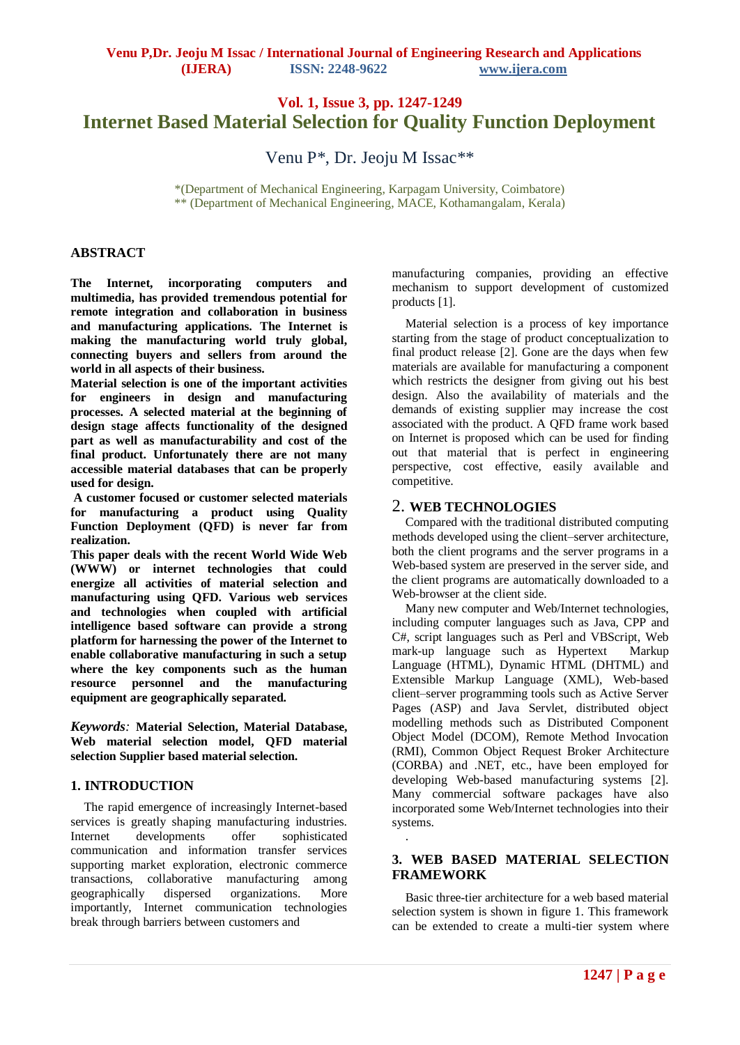# Internet Based Material Selection for Quality Function Deployment

Venu P*, Dr. Jeoju M Issac**

*(Department of Mechanical Engineering, Karpagam University, Coimbatore)
** (Department of Mechanical Engineering, MACE, Kothamangalam, Kerala)

## ABSTRACT

**The Internet, incorporating computers and multimedia, has provided tremendous potential for remote integration and collaboration in business and manufacturing applications. The Internet is making the manufacturing world truly global, connecting buyers and sellers from around the world in all aspects of their business.**
**Material selection is one of the important activities for engineers in design and manufacturing processes. A selected material at the beginning of design stage affects functionality of the designed part as well as manufacturability and cost of the final product. Unfortunately there are not many accessible material databases that can be properly used for design.**
**A customer focused or customer selected materials for manufacturing a product using Quality Function Deployment (QFD) is never far from realization.**
**This paper deals with the recent World Wide Web (WWW) or internet technologies that could energize all activities of material selection and manufacturing using QFD. Various web services and technologies when coupled with artificial intelligence based software can provide a strong platform for harnessing the power of the Internet to enable collaborative manufacturing in such a setup where the key components such as the human resource personnel and the manufacturing equipment are geographically separated.**

***Keywords:*** **Material Selection, Material Database, Web material selection model, QFD material selection Supplier based material selection.**

## 1. INTRODUCTION

The rapid emergence of increasingly Internet-based services is greatly shaping manufacturing industries. Internet developments offer sophisticated communication and information transfer services supporting market exploration, electronic commerce transactions, collaborative manufacturing among geographically dispersed organizations. More importantly, Internet communication technologies break through barriers between customers and manufacturing companies, providing an effective mechanism to support development of customized products [1].

Material selection is a process of key importance starting from the stage of product conceptualization to final product release [2]. Gone are the days when few materials are available for manufacturing a component which restricts the designer from giving out his best design. Also the availability of materials and the demands of existing supplier may increase the cost associated with the product. A QFD frame work based on Internet is proposed which can be used for finding out that material that is perfect in engineering perspective, cost effective, easily available and competitive.

## 2. WEB TECHNOLOGIES

Compared with the traditional distributed computing methods developed using the client–server architecture, both the client programs and the server programs in a Web-based system are preserved in the server side, and the client programs are automatically downloaded to a Web-browser at the client side.

Many new computer and Web/Internet technologies, including computer languages such as Java, CPP and C#, script languages such as Perl and VBScript, Web mark-up language such as Hypertext Markup Language (HTML), Dynamic HTML (DHTML) and Extensible Markup Language (XML), Web-based client–server programming tools such as Active Server Pages (ASP) and Java Servlet, distributed object modelling methods such as Distributed Component Object Model (DCOM), Remote Method Invocation (RMI), Common Object Request Broker Architecture (CORBA) and .NET, etc., have been employed for developing Web-based manufacturing systems [2]. Many commercial software packages have also incorporated some Web/Internet technologies into their systems.

## 3. WEB BASED MATERIAL SELECTION FRAMEWORK

Basic three-tier architecture for a web based material selection system is shown in figure 1. This framework can be extended to create a multi-tier system where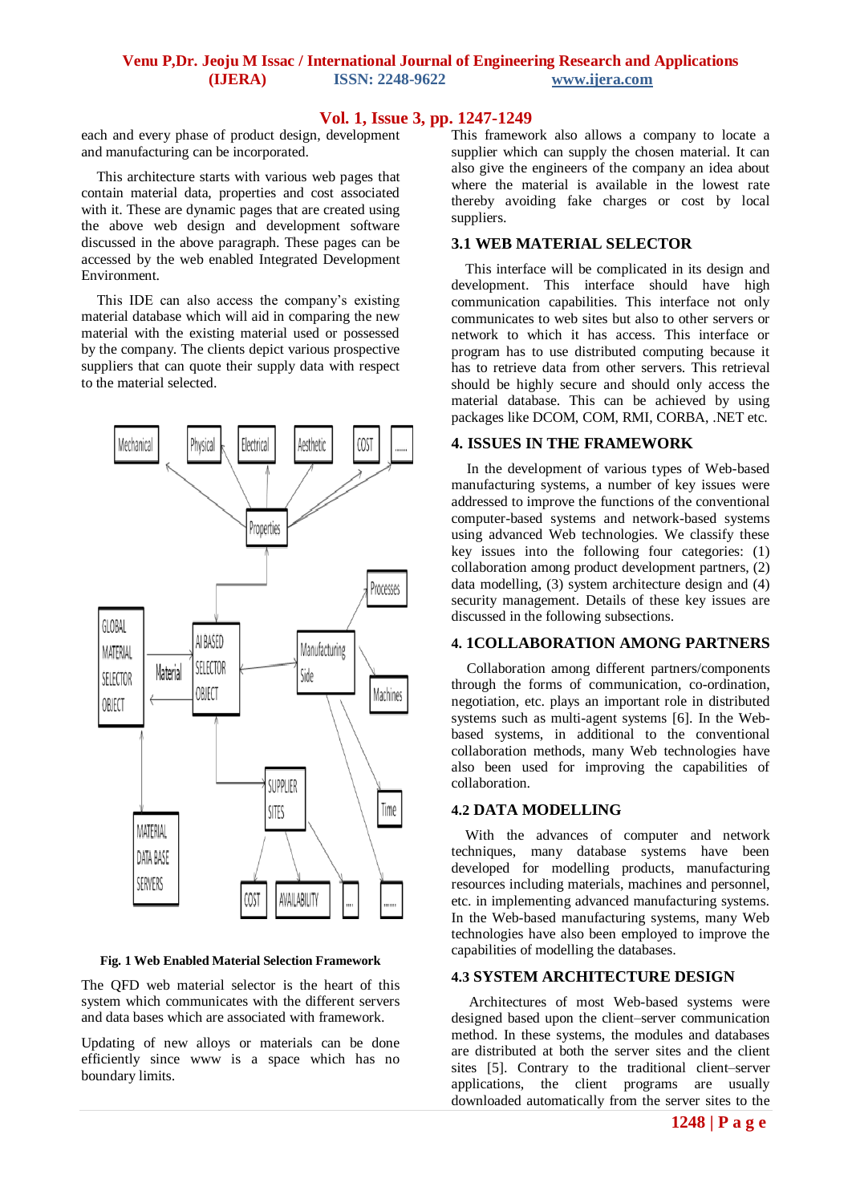each and every phase of product design, development and manufacturing can be incorporated.

This architecture starts with various web pages that contain material data, properties and cost associated with it. These are dynamic pages that are created using the above web design and development software discussed in the above paragraph. These pages can be accessed by the web enabled Integrated Development Environment.

This IDE can also access the company's existing material database which will aid in comparing the new material with the existing material used or possessed by the company. The clients depict various prospective suppliers that can quote their supply data with respect to the material selected.

**Fig. 1 Web Enabled Material Selection Framework**

The QFD web material selector is the heart of this system which communicates with the different servers and data bases which are associated with framework.

Updating of new alloys or materials can be done efficiently since www is a space which has no boundary limits.

This framework also allows a company to locate a supplier which can supply the chosen material. It can also give the engineers of the company an idea about where the material is available in the lowest rate thereby avoiding fake charges or cost by local suppliers.

## 3.1 WEB MATERIAL SELECTOR

This interface will be complicated in its design and development. This interface should have high communication capabilities. This interface not only communicates to web sites but also to other servers or network to which it has access. This interface or program has to use distributed computing because it has to retrieve data from other servers. This retrieval should be highly secure and should only access the material database. This can be achieved by using packages like DCOM, COM, RMI, CORBA, .NET etc.

## 4. ISSUES IN THE FRAMEWORK

In the development of various types of Web-based manufacturing systems, a number of key issues were addressed to improve the functions of the conventional computer-based systems and network-based systems using advanced Web technologies. We classify these key issues into the following four categories: (1) collaboration among product development partners, (2) data modelling, (3) system architecture design and (4) security management. Details of these key issues are discussed in the following subsections.

## 4. 1COLLABORATION AMONG PARTNERS

Collaboration among different partners/components through the forms of communication, co-ordination, negotiation, etc. plays an important role in distributed systems such as multi-agent systems [6]. In the Web-based systems, in additional to the conventional collaboration methods, many Web technologies have also been used for improving the capabilities of collaboration.

## 4.2 DATA MODELLING

With the advances of computer and network techniques, many database systems have been developed for modelling products, manufacturing resources including materials, machines and personnel, etc. in implementing advanced manufacturing systems. In the Web-based manufacturing systems, many Web technologies have also been employed to improve the capabilities of modelling the databases.

## 4.3 SYSTEM ARCHITECTURE DESIGN

Architectures of most Web-based systems were designed based upon the client–server communication method. In these systems, the modules and databases are distributed at both the server sites and the client sites [5]. Contrary to the traditional client–server applications, the client programs are usually downloaded automatically from the server sites to the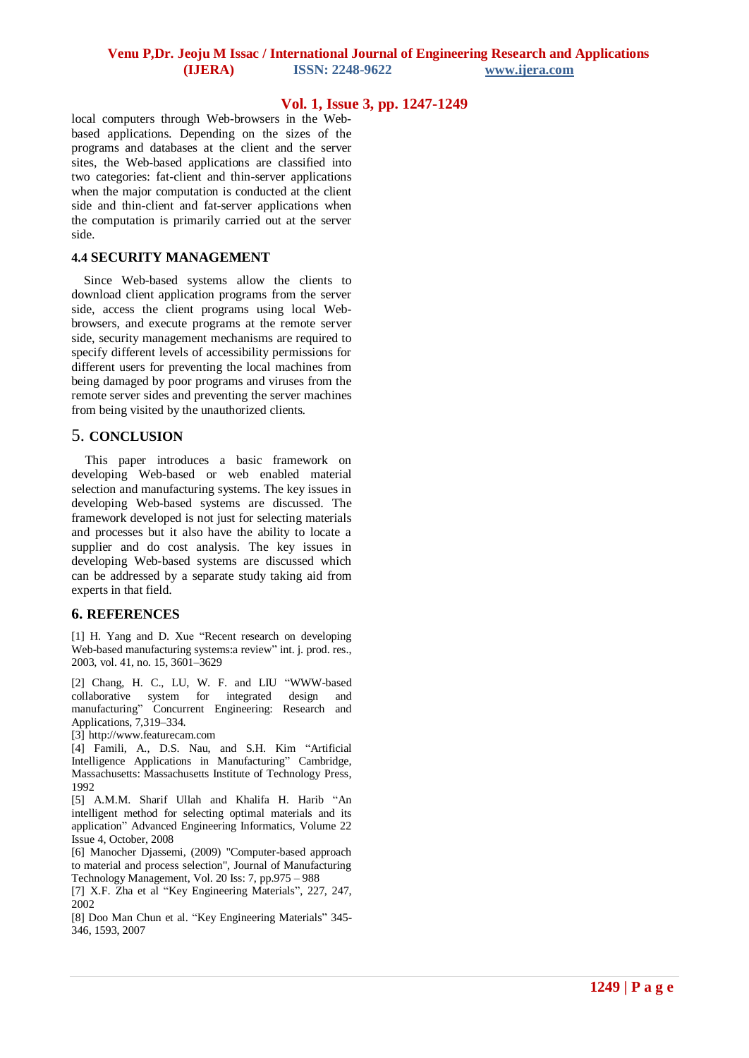local computers through Web-browsers in the Web-based applications. Depending on the sizes of the programs and databases at the client and the server sites, the Web-based applications are classified into two categories: fat-client and thin-server applications when the major computation is conducted at the client side and thin-client and fat-server applications when the computation is primarily carried out at the server side.

### 4.4 SECURITY MANAGEMENT

Since Web-based systems allow the clients to download client application programs from the server side, access the client programs using local Web-browsers, and execute programs at the remote server side, security management mechanisms are required to specify different levels of accessibility permissions for different users for preventing the local machines from being damaged by poor programs and viruses from the remote server sides and preventing the server machines from being visited by the unauthorized clients.

## 5. CONCLUSION

This paper introduces a basic framework on developing Web-based or web enabled material selection and manufacturing systems. The key issues in developing Web-based systems are discussed. The framework developed is not just for selecting materials and processes but it also have the ability to locate a supplier and do cost analysis. The key issues in developing Web-based systems are discussed which can be addressed by a separate study taking aid from experts in that field.

## 6. REFERENCES

[1] H. Yang and D. Xue "Recent research on developing Web-based manufacturing systems:a review" int. j. prod. res., 2003, vol. 41, no. 15, 3601–3629

[2] Chang, H. C., LU, W. F. and LIU "WWW-based collaborative system for integrated design and manufacturing" Concurrent Engineering: Research and Applications, 7,319–334.

[3] http://www.featurecam.com

[4] Famili, A., D.S. Nau, and S.H. Kim "Artificial Intelligence Applications in Manufacturing" Cambridge, Massachusetts: Massachusetts Institute of Technology Press, 1992

[5] A.M.M. Sharif Ullah and Khalifa H. Harib "An intelligent method for selecting optimal materials and its application" Advanced Engineering Informatics, Volume 22 Issue 4, October, 2008

[6] Manocher Djassemi, (2009) "Computer-based approach to material and process selection", Journal of Manufacturing Technology Management, Vol. 20 Iss: 7, pp.975 – 988

[7] X.F. Zha et al "Key Engineering Materials", 227, 247, 2002

[8] Doo Man Chun et al. "Key Engineering Materials" 345-346, 1593, 2007